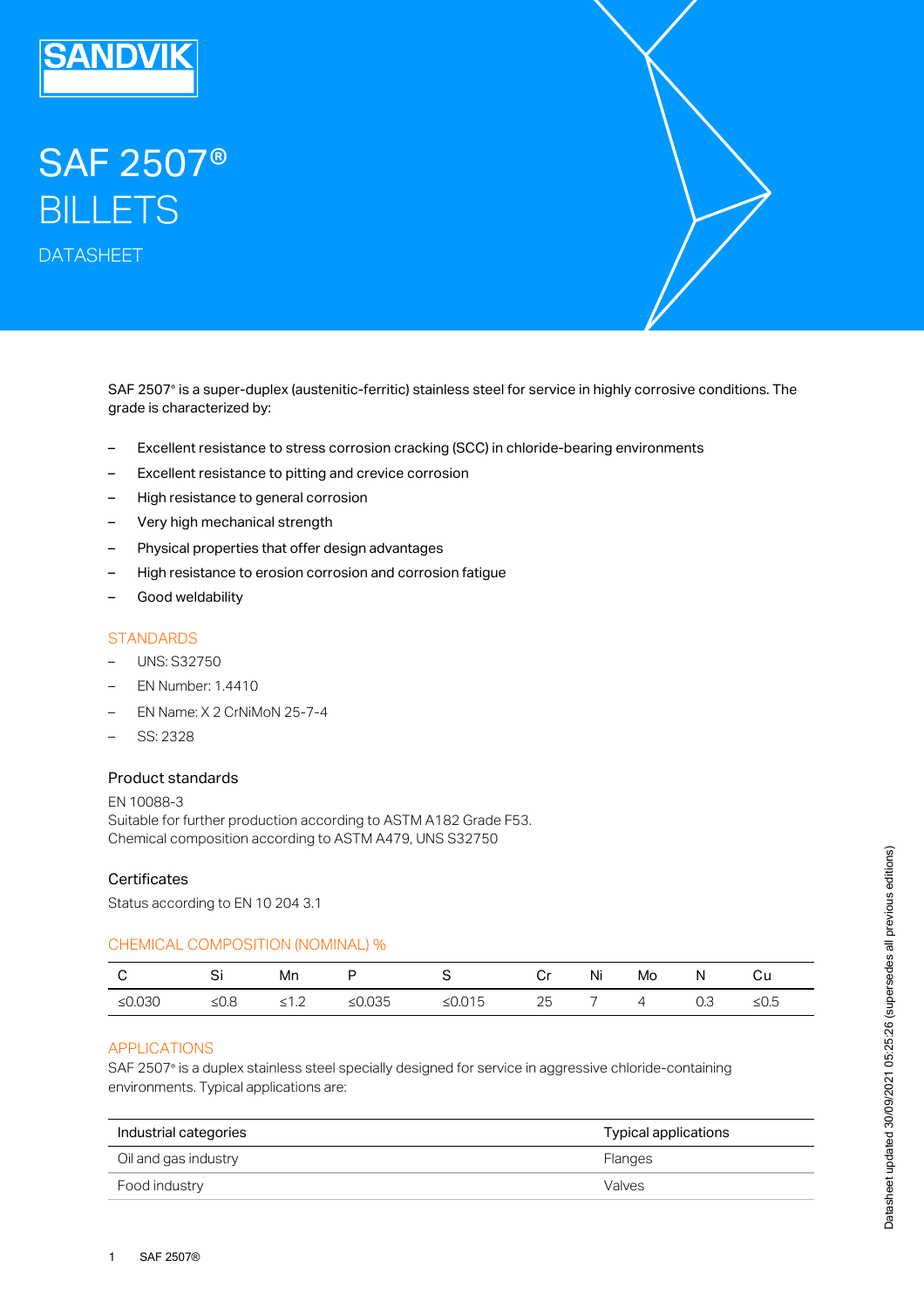# SAF 2507® BILLETS

DATASHEET

SAF 2507® is a super-duplex (austenitic-ferritic) stainless steel for service in highly corrosive conditions. The grade is characterized by:

- Excellent resistance to stress corrosion cracking (SCC) in chloride-bearing environments
- Excellent resistance to pitting and crevice corrosion
- High resistance to general corrosion
- Very high mechanical strength
- Physical properties that offer design advantages
- High resistance to erosion corrosion and corrosion fatigue
- Good weldability

## STANDARDS

- UNS: S32750
- EN Number: 1.4410
- EN Name: X 2 CrNiMoN 25-7-4
- SS: 2328

### Product standards

EN 10088-3
Suitable for further production according to ASTM A182 Grade F53.
Chemical composition according to ASTM A479, UNS S32750

### Certificates

Status according to EN 10 204 3.1

## CHEMICAL COMPOSITION (NOMINAL) %

| C | Si | Mn | P | S | Cr | Ni | Mo | N | Cu |
|---|---|---|---|---|---|---|---|---|---|
| ≤0.030 | ≤0.8 | ≤1.2 | ≤0.035 | ≤0.015 | 25 | 7 | 4 | 0.3 | ≤0.5 |

## APPLICATIONS

SAF 2507® is a duplex stainless steel specially designed for service in aggressive chloride-containing environments. Typical applications are:

| Industrial categories | Typical applications |
|---|---|
| Oil and gas industry | Flanges |
| Food industry | Valves |

Datasheet updated 30/09/2021 05:25:26 (supersedes all previous editions)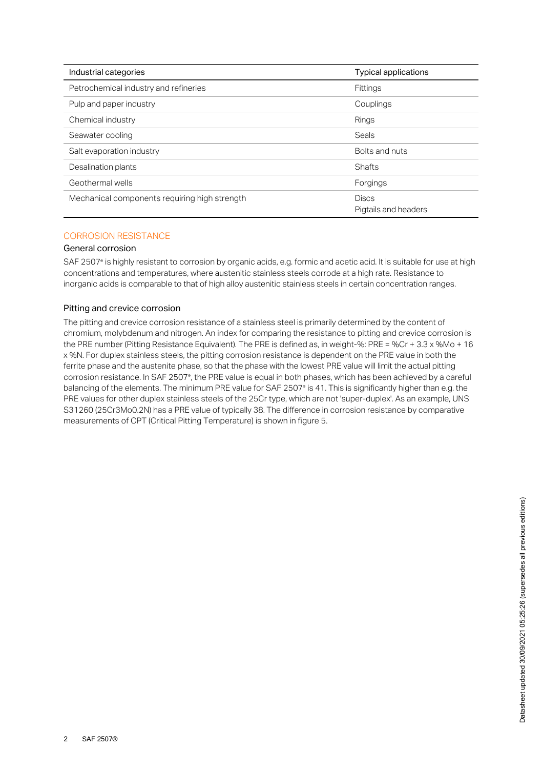| Industrial categories | Typical applications |
|---|---|
| Petrochemical industry and refineries | Fittings |
| Pulp and paper industry | Couplings |
| Chemical industry | Rings |
| Seawater cooling | Seals |
| Salt evaporation industry | Bolts and nuts |
| Desalination plants | Shafts |
| Geothermal wells | Forgings |
| Mechanical components requiring high strength | Discs<br>Pigtails and headers |

## CORROSION RESISTANCE

### General corrosion

SAF 2507® is highly resistant to corrosion by organic acids, e.g. formic and acetic acid. It is suitable for use at high concentrations and temperatures, where austenitic stainless steels corrode at a high rate. Resistance to inorganic acids is comparable to that of high alloy austenitic stainless steels in certain concentration ranges.

### Pitting and crevice corrosion

The pitting and crevice corrosion resistance of a stainless steel is primarily determined by the content of chromium, molybdenum and nitrogen. An index for comparing the resistance to pitting and crevice corrosion is the PRE number (Pitting Resistance Equivalent). The PRE is defined as, in weight-%: PRE = %Cr + 3.3 x %Mo + 16 x %N. For duplex stainless steels, the pitting corrosion resistance is dependent on the PRE value in both the ferrite phase and the austenite phase, so that the phase with the lowest PRE value will limit the actual pitting corrosion resistance. In SAF 2507®, the PRE value is equal in both phases, which has been achieved by a careful balancing of the elements. The minimum PRE value for SAF 2507® is 41. This is significantly higher than e.g. the PRE values for other duplex stainless steels of the 25Cr type, which are not 'super-duplex'. As an example, UNS S31260 (25Cr3Mo0.2N) has a PRE value of typically 38. The difference in corrosion resistance by comparative measurements of CPT (Critical Pitting Temperature) is shown in figure 5.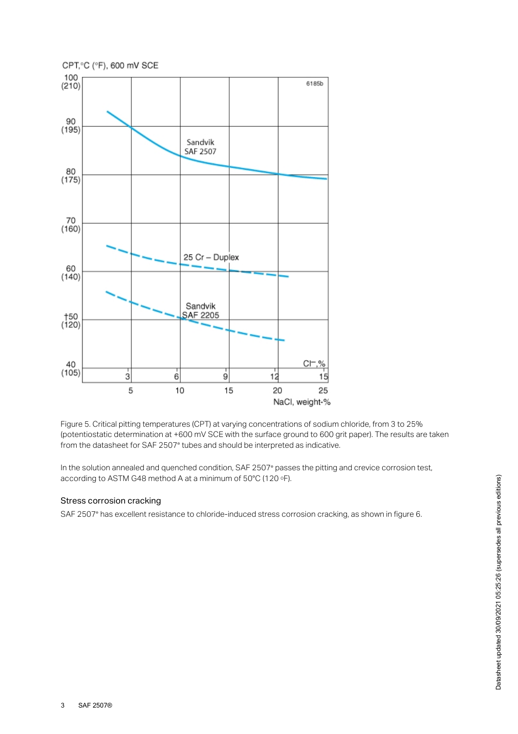Figure 5. Critical pitting temperatures (CPT) at varying concentrations of sodium chloride, from 3 to 25% (potentiostatic determination at +600 mV SCE with the surface ground to 600 grit paper). The results are taken from the datasheet for SAF 2507® tubes and should be interpreted as indicative.

In the solution annealed and quenched condition, SAF 2507® passes the pitting and crevice corrosion test, according to ASTM G48 method A at a minimum of 50°C (120 °F).

### Stress corrosion cracking

SAF 2507® has excellent resistance to chloride-induced stress corrosion cracking, as shown in figure 6.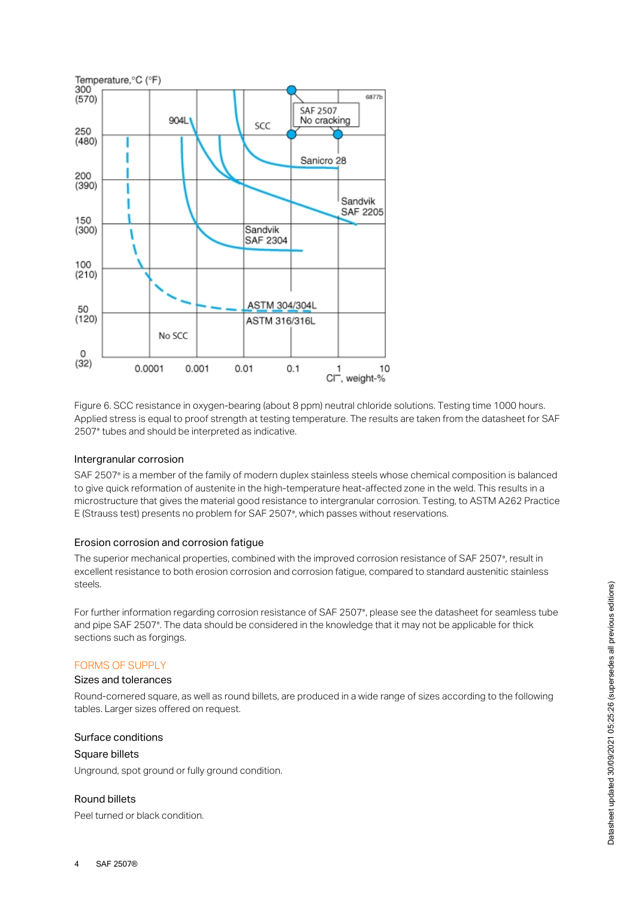Figure 6. SCC resistance in oxygen-bearing (about 8 ppm) neutral chloride solutions. Testing time 1000 hours. Applied stress is equal to proof strength at testing temperature. The results are taken from the datasheet for SAF 2507® tubes and should be interpreted as indicative.

### Intergranular corrosion

SAF 2507® is a member of the family of modern duplex stainless steels whose chemical composition is balanced to give quick reformation of austenite in the high-temperature heat-affected zone in the weld. This results in a microstructure that gives the material good resistance to intergranular corrosion. Testing, to ASTM A262 Practice E (Strauss test) presents no problem for SAF 2507®, which passes without reservations.

### Erosion corrosion and corrosion fatigue

The superior mechanical properties, combined with the improved corrosion resistance of SAF 2507®, result in excellent resistance to both erosion corrosion and corrosion fatigue, compared to standard austenitic stainless steels.

For further information regarding corrosion resistance of SAF 2507®, please see the datasheet for seamless tube and pipe SAF 2507®. The data should be considered in the knowledge that it may not be applicable for thick sections such as forgings.

## FORMS OF SUPPLY

### Sizes and tolerances

Round-cornered square, as well as round billets, are produced in a wide range of sizes according to the following tables. Larger sizes offered on request.

### Surface conditions

#### Square billets

Unground, spot ground or fully ground condition.

#### Round billets

Peel turned or black condition.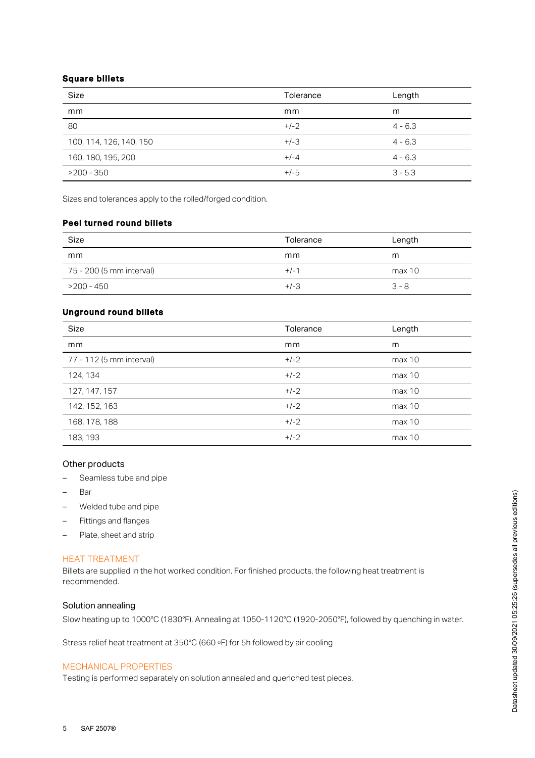### Square billets

| Size | Tolerance | Length |
|---|---|---|
| mm | mm | m |
| 80 | +/-2 | 4 - 6.3 |
| 100, 114, 126, 140, 150 | +/-3 | 4 - 6.3 |
| 160, 180, 195, 200 | +/-4 | 4 - 6.3 |
| >200 - 350 | +/-5 | 3 - 5.3 |

Sizes and tolerances apply to the rolled/forged condition.

### Peel turned round billets

| Size | Tolerance | Length |
|---|---|---|
| mm | mm | m |
| 75 - 200 (5 mm interval) | +/-1 | max 10 |
| >200 - 450 | +/-3 | 3 - 8 |

### Unground round billets

| Size | Tolerance | Length |
|---|---|---|
| mm | mm | m |
| 77 - 112 (5 mm interval) | +/-2 | max 10 |
| 124, 134 | +/-2 | max 10 |
| 127, 147, 157 | +/-2 | max 10 |
| 142, 152, 163 | +/-2 | max 10 |
| 168, 178, 188 | +/-2 | max 10 |
| 183, 193 | +/-2 | max 10 |

### Other products

- Seamless tube and pipe
- Bar
- Welded tube and pipe
- Fittings and flanges
- Plate, sheet and strip

## HEAT TREATMENT

Billets are supplied in the hot worked condition. For finished products, the following heat treatment is recommended.

### Solution annealing

Slow heating up to 1000°C (1830°F). Annealing at 1050-1120°C (1920-2050°F), followed by quenching in water.

Stress relief heat treatment at 350°C (660 °F) for 5h followed by air cooling

## MECHANICAL PROPERTIES

Testing is performed separately on solution annealed and quenched test pieces.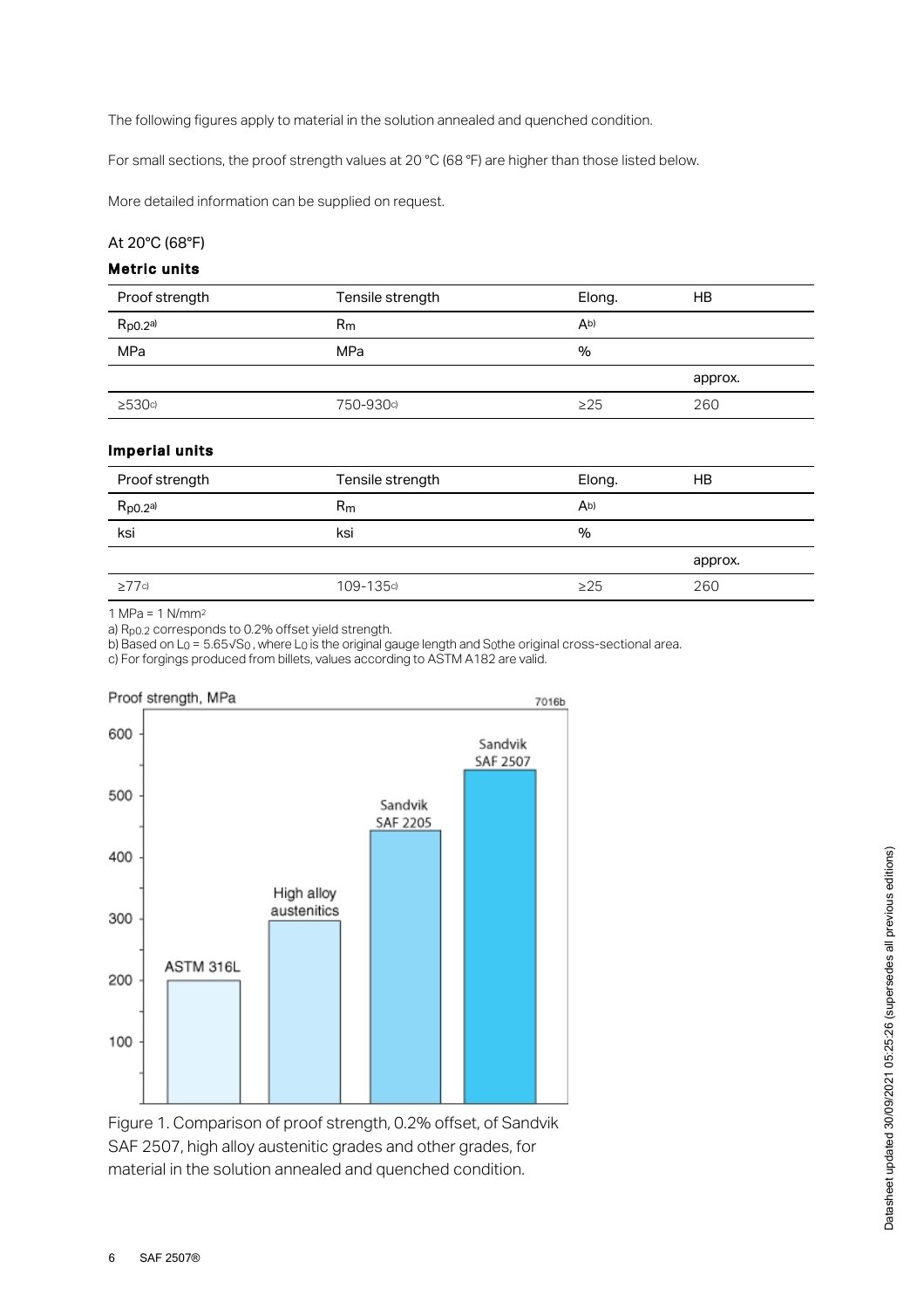The following figures apply to material in the solution annealed and quenched condition.

For small sections, the proof strength values at 20 °C (68 °F) are higher than those listed below.

More detailed information can be supplied on request.

At 20°C (68°F)

**Metric units**

| Proof strength | Tensile strength | Elong. | HB |
|---|---|---|---|
| $R_{p0.2}$[a] | $R_m$ | A[b] | |
| MPa | MPa | % | |
| | | | approx. |
| ≥530[c] | 750-930[c] | ≥25 | 260 |

**Imperial units**

| Proof strength | Tensile strength | Elong. | HB |
|---|---|---|---|
| $R_{p0.2}$[a] | $R_m$ | A[b] | |
| ksi | ksi | % | |
| | | | approx. |
| ≥77[c] | 109-135[c] | ≥25 | 260 |

1 MPa = 1 N/mm²

a) $R_{p0.2}$ corresponds to 0.2% offset yield strength.

b) Based on $L_0 = 5.65\sqrt{S_0}$, where $L_0$ is the original gauge length and $S_0$ the original cross-sectional area.

c) For forgings produced from billets, values according to ASTM A182 are valid.

Figure 1. Comparison of proof strength, 0.2% offset, of Sandvik SAF 2507, high alloy austenitic grades and other grades, for material in the solution annealed and quenched condition.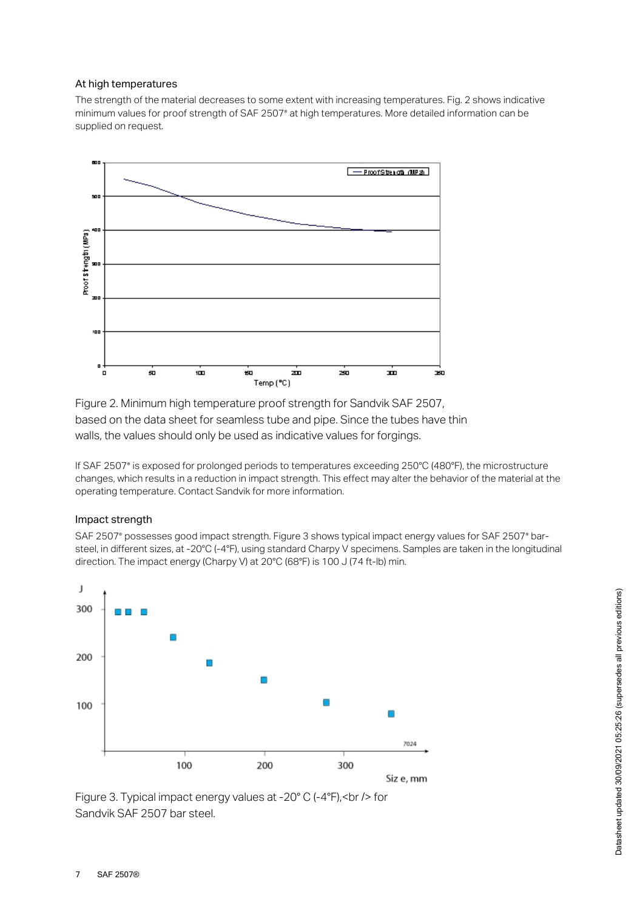### At high temperatures

The strength of the material decreases to some extent with increasing temperatures. Fig. 2 shows indicative minimum values for proof strength of SAF 2507® at high temperatures. More detailed information can be supplied on request.

Figure 2. Minimum high temperature proof strength for Sandvik SAF 2507, based on the data sheet for seamless tube and pipe. Since the tubes have thin walls, the values should only be used as indicative values for forgings.

If SAF 2507® is exposed for prolonged periods to temperatures exceeding 250°C (480°F), the microstructure changes, which results in a reduction in impact strength. This effect may alter the behavior of the material at the operating temperature. Contact Sandvik for more information.

### Impact strength

SAF 2507® possesses good impact strength. Figure 3 shows typical impact energy values for SAF 2507® bar-steel, in different sizes, at -20°C (-4°F), using standard Charpy V specimens. Samples are taken in the longitudinal direction. The impact energy (Charpy V) at 20°C (68°F) is 100 J (74 ft-lb) min.

Figure 3. Typical impact energy values at -20° C (-4°F),<br /> for Sandvik SAF 2507 bar steel.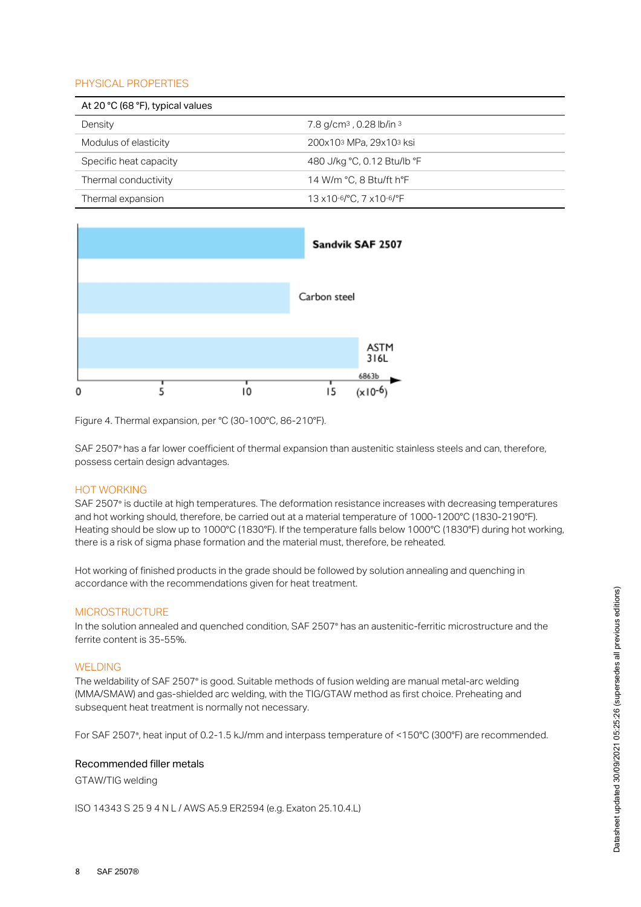## PHYSICAL PROPERTIES

| At 20 °C (68 °F), typical values | |
|---|---|
| Density | 7.8 g/cm$^3$ , 0.28 lb/in $^3$ |
| Modulus of elasticity | 200x10$^3$ MPa, 29x10$^3$ ksi |
| Specific heat capacity | 480 J/kg °C, 0.12 Btu/lb °F |
| Thermal conductivity | 14 W/m °C, 8 Btu/ft h°F |
| Thermal expansion | 13 x10$^{-6}$/°C, 7 x10$^{-6}$/°F |

Figure 4. Thermal expansion, per °C (30-100°C, 86-210°F).

SAF 2507® has a far lower coefficient of thermal expansion than austenitic stainless steels and can, therefore, possess certain design advantages.

## HOT WORKING

SAF 2507® is ductile at high temperatures. The deformation resistance increases with decreasing temperatures and hot working should, therefore, be carried out at a material temperature of 1000-1200°C (1830-2190°F). Heating should be slow up to 1000°C (1830°F). If the temperature falls below 1000°C (1830°F) during hot working, there is a risk of sigma phase formation and the material must, therefore, be reheated.

Hot working of finished products in the grade should be followed by solution annealing and quenching in accordance with the recommendations given for heat treatment.

## MICROSTRUCTURE

In the solution annealed and quenched condition, SAF 2507® has an austenitic-ferritic microstructure and the ferrite content is 35-55%.

## WELDING

The weldability of SAF 2507® is good. Suitable methods of fusion welding are manual metal-arc welding (MMA/SMAW) and gas-shielded arc welding, with the TIG/GTAW method as first choice. Preheating and subsequent heat treatment is normally not necessary.

For SAF 2507®, heat input of 0.2-1.5 kJ/mm and interpass temperature of <150°C (300°F) are recommended.

### Recommended filler metals

GTAW/TIG welding

ISO 14343 S 25 9 4 N L / AWS A5.9 ER2594 (e.g. Exaton 25.10.4.L)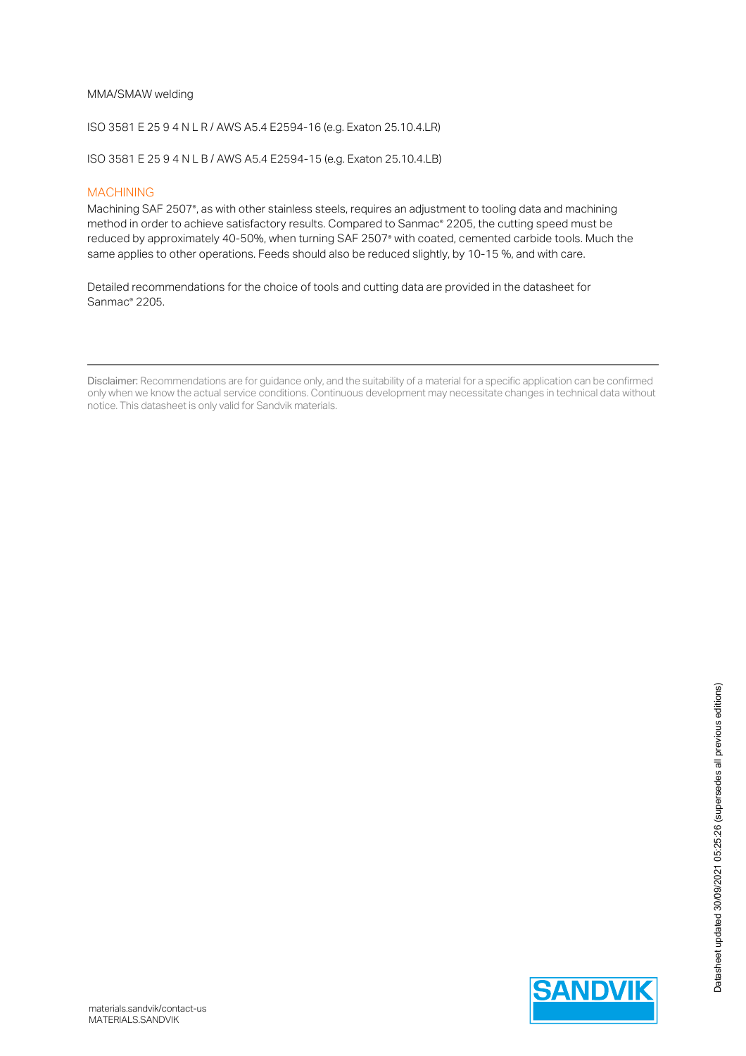MMA/SMAW welding

ISO 3581 E 25 9 4 N L R / AWS A5.4 E2594-16 (e.g. Exaton 25.10.4.LR)

ISO 3581 E 25 9 4 N L B / AWS A5.4 E2594-15 (e.g. Exaton 25.10.4.LB)

## MACHINING

Machining SAF 2507®, as with other stainless steels, requires an adjustment to tooling data and machining method in order to achieve satisfactory results. Compared to Sanmac® 2205, the cutting speed must be reduced by approximately 40-50%, when turning SAF 2507® with coated, cemented carbide tools. Much the same applies to other operations. Feeds should also be reduced slightly, by 10-15 %, and with care.

Detailed recommendations for the choice of tools and cutting data are provided in the datasheet for Sanmac® 2205.

---

Disclaimer: Recommendations are for guidance only, and the suitability of a material for a specific application can be confirmed only when we know the actual service conditions. Continuous development may necessitate changes in technical data without notice. This datasheet is only valid for Sandvik materials.

materials.sandvik/contact-us
MATERIALS.SANDVIK

Datasheet updated 30/09/2021 05:25:26 (supersedes all previous editions)